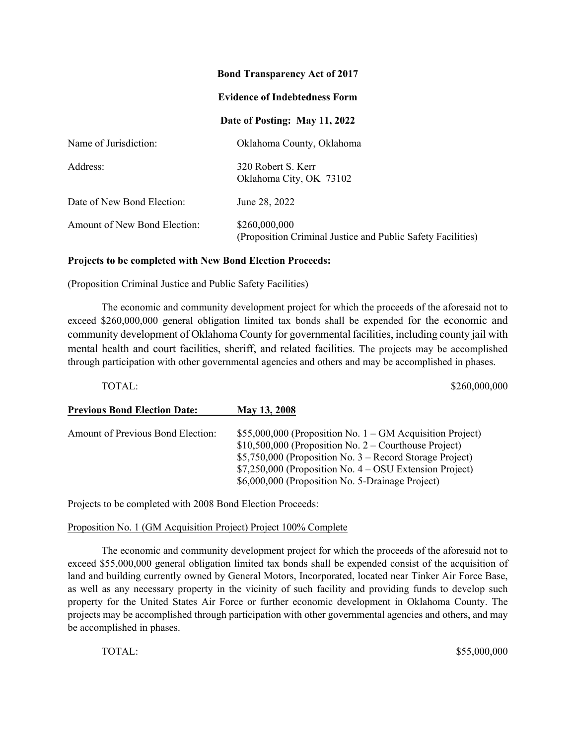**Bond Transparency Act of 2017**

**Evidence of Indebtedness Form**

**Date of Posting: May 11, 2022**

Name of Jurisdiction: Oklahoma County, Oklahoma

Address: 320 Robert S. Kerr
Oklahoma City, OK 73102

Date of New Bond Election: June 28, 2022

Amount of New Bond Election: $260,000,000
(Proposition Criminal Justice and Public Safety Facilities)

**Projects to be completed with New Bond Election Proceeds:**

(Proposition Criminal Justice and Public Safety Facilities)

The economic and community development project for which the proceeds of the aforesaid not to exceed $260,000,000 general obligation limited tax bonds shall be expended for the economic and community development of Oklahoma County for governmental facilities, including county jail with mental health and court facilities, sheriff, and related facilities. The projects may be accomplished through participation with other governmental agencies and others and may be accomplished in phases.

TOTAL: $260,000,000

**Previous Bond Election Date: May 13, 2008**

Amount of Previous Bond Election:
$55,000,000 (Proposition No. 1 – GM Acquisition Project)
$10,500,000 (Proposition No. 2 – Courthouse Project)
$5,750,000 (Proposition No. 3 – Record Storage Project)
$7,250,000 (Proposition No. 4 – OSU Extension Project)
$6,000,000 (Proposition No. 5-Drainage Project)

Projects to be completed with 2008 Bond Election Proceeds:

Proposition No. 1 (GM Acquisition Project) Project 100% Complete

The economic and community development project for which the proceeds of the aforesaid not to exceed $55,000,000 general obligation limited tax bonds shall be expended consist of the acquisition of land and building currently owned by General Motors, Incorporated, located near Tinker Air Force Base, as well as any necessary property in the vicinity of such facility and providing funds to develop such property for the United States Air Force or further economic development in Oklahoma County. The projects may be accomplished through participation with other governmental agencies and others, and may be accomplished in phases.

TOTAL: $55,000,000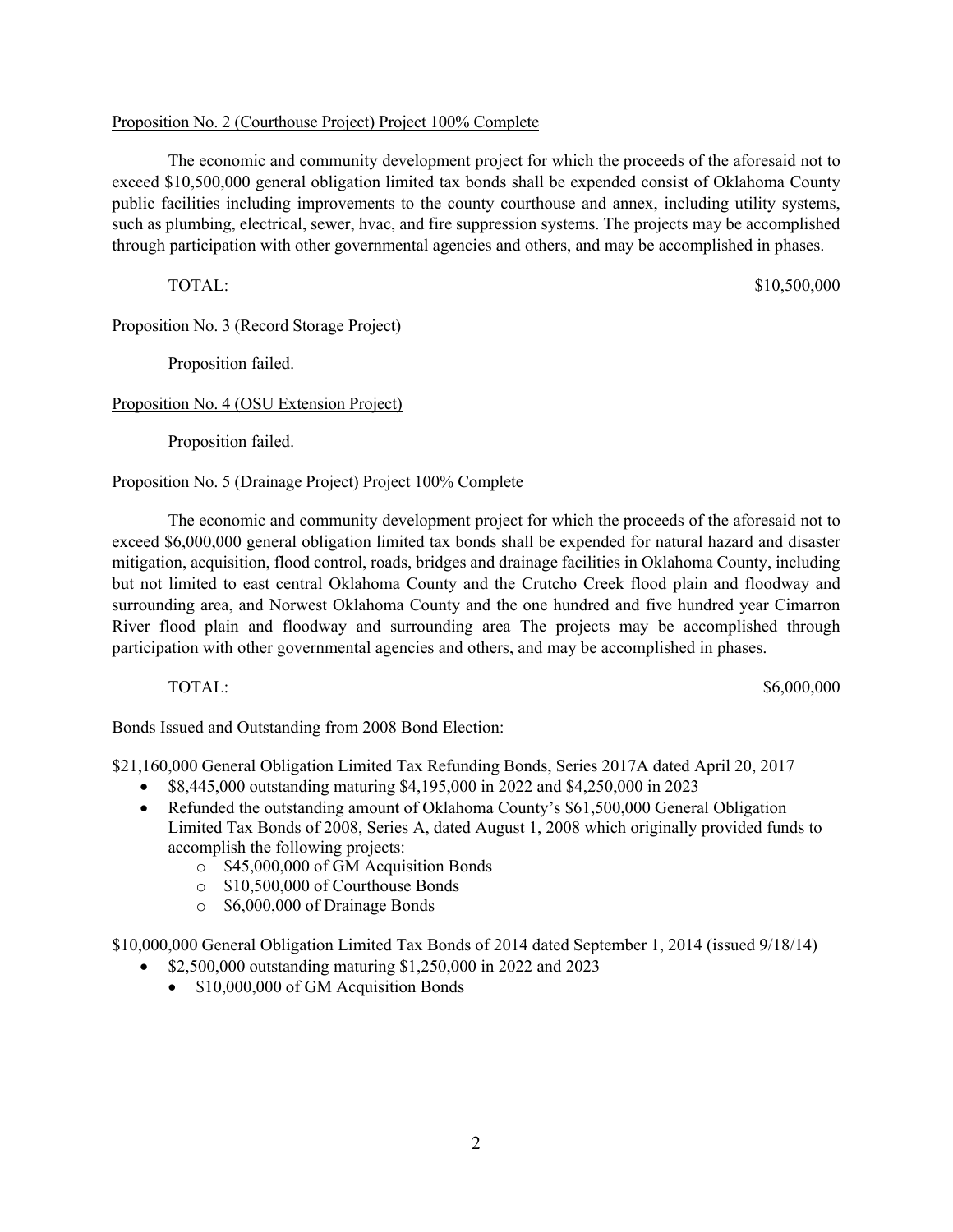Proposition No. 2 (Courthouse Project) Project 100% Complete

The economic and community development project for which the proceeds of the aforesaid not to exceed $10,500,000 general obligation limited tax bonds shall be expended consist of Oklahoma County public facilities including improvements to the county courthouse and annex, including utility systems, such as plumbing, electrical, sewer, hvac, and fire suppression systems. The projects may be accomplished through participation with other governmental agencies and others, and may be accomplished in phases.

TOTAL: $10,500,000

Proposition No. 3 (Record Storage Project)

Proposition failed.

Proposition No. 4 (OSU Extension Project)

Proposition failed.

Proposition No. 5 (Drainage Project) Project 100% Complete

The economic and community development project for which the proceeds of the aforesaid not to exceed $6,000,000 general obligation limited tax bonds shall be expended for natural hazard and disaster mitigation, acquisition, flood control, roads, bridges and drainage facilities in Oklahoma County, including but not limited to east central Oklahoma County and the Crutcho Creek flood plain and floodway and surrounding area, and Norwest Oklahoma County and the one hundred and five hundred year Cimarron River flood plain and floodway and surrounding area The projects may be accomplished through participation with other governmental agencies and others, and may be accomplished in phases.

TOTAL: $6,000,000

Bonds Issued and Outstanding from 2008 Bond Election:

$21,160,000 General Obligation Limited Tax Refunding Bonds, Series 2017A dated April 20, 2017

- $8,445,000 outstanding maturing $4,195,000 in 2022 and $4,250,000 in 2023
- Refunded the outstanding amount of Oklahoma County's $61,500,000 General Obligation Limited Tax Bonds of 2008, Series A, dated August 1, 2008 which originally provided funds to accomplish the following projects:
  - $45,000,000 of GM Acquisition Bonds
  - $10,500,000 of Courthouse Bonds
  - $6,000,000 of Drainage Bonds

$10,000,000 General Obligation Limited Tax Bonds of 2014 dated September 1, 2014 (issued 9/18/14)

- $2,500,000 outstanding maturing $1,250,000 in 2022 and 2023
  - $10,000,000 of GM Acquisition Bonds